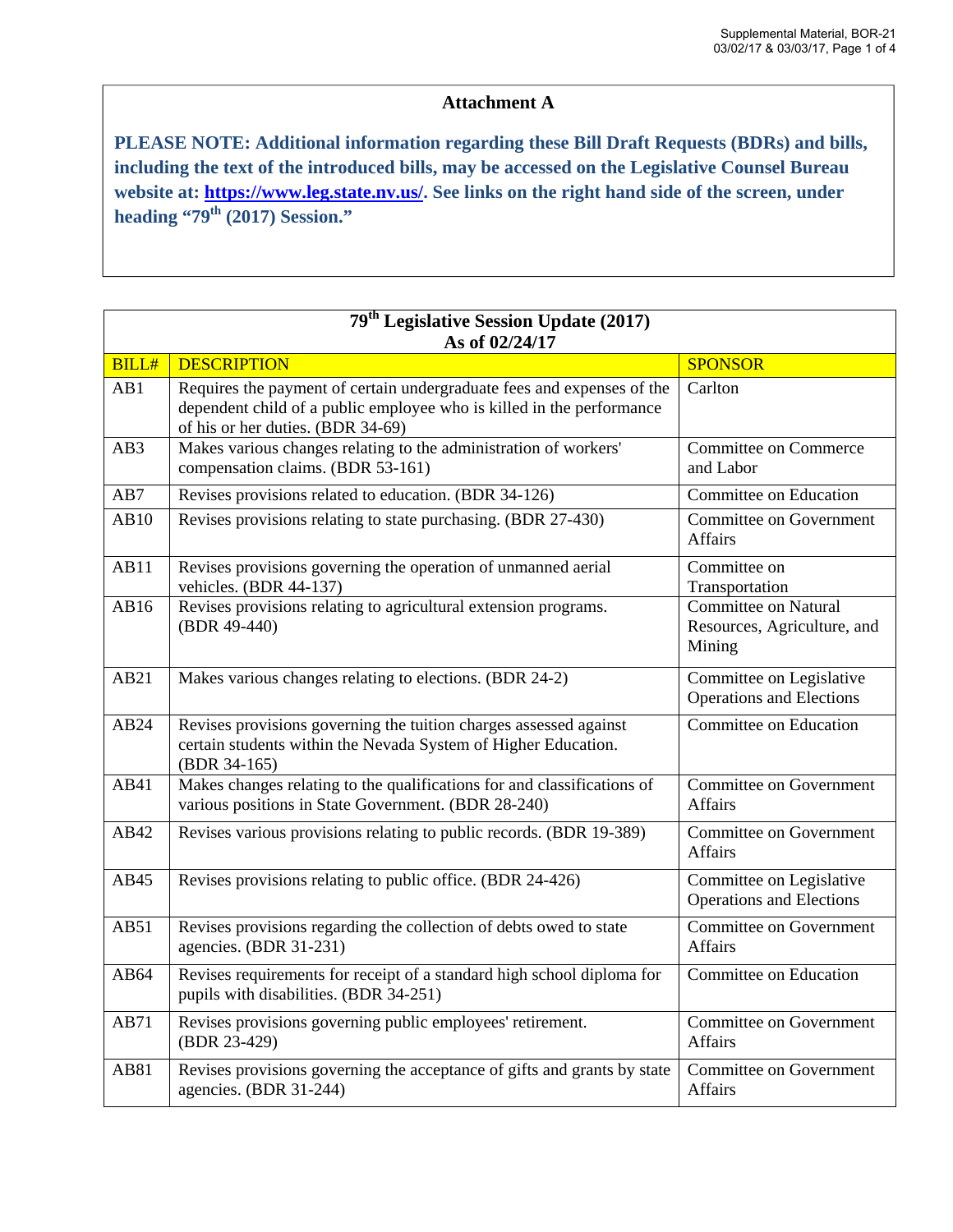# Attachment A

**PLEASE NOTE: Additional information regarding these Bill Draft Requests (BDRs) and bills, including the text of the introduced bills, may be accessed on the Legislative Counsel Bureau website at: [https://www.leg.state.nv.us/](https://www.leg.state.nv.us/). See links on the right hand side of the screen, under heading "79th (2017) Session."**

## 79th Legislative Session Update (2017)
### As of 02/24/17

| BILL# | DESCRIPTION | SPONSOR |
|---|---|---|
| AB1 | Requires the payment of certain undergraduate fees and expenses of the dependent child of a public employee who is killed in the performance of his or her duties. (BDR 34-69) | Carlton |
| AB3 | Makes various changes relating to the administration of workers' compensation claims. (BDR 53-161) | Committee on Commerce and Labor |
| AB7 | Revises provisions related to education. (BDR 34-126) | Committee on Education |
| AB10 | Revises provisions relating to state purchasing. (BDR 27-430) | Committee on Government Affairs |
| AB11 | Revises provisions governing the operation of unmanned aerial vehicles. (BDR 44-137) | Committee on Transportation |
| AB16 | Revises provisions relating to agricultural extension programs. (BDR 49-440) | Committee on Natural Resources, Agriculture, and Mining |
| AB21 | Makes various changes relating to elections. (BDR 24-2) | Committee on Legislative Operations and Elections |
| AB24 | Revises provisions governing the tuition charges assessed against certain students within the Nevada System of Higher Education. (BDR 34-165) | Committee on Education |
| AB41 | Makes changes relating to the qualifications for and classifications of various positions in State Government. (BDR 28-240) | Committee on Government Affairs |
| AB42 | Revises various provisions relating to public records. (BDR 19-389) | Committee on Government Affairs |
| AB45 | Revises provisions relating to public office. (BDR 24-426) | Committee on Legislative Operations and Elections |
| AB51 | Revises provisions regarding the collection of debts owed to state agencies. (BDR 31-231) | Committee on Government Affairs |
| AB64 | Revises requirements for receipt of a standard high school diploma for pupils with disabilities. (BDR 34-251) | Committee on Education |
| AB71 | Revises provisions governing public employees' retirement. (BDR 23-429) | Committee on Government Affairs |
| AB81 | Revises provisions governing the acceptance of gifts and grants by state agencies. (BDR 31-244) | Committee on Government Affairs |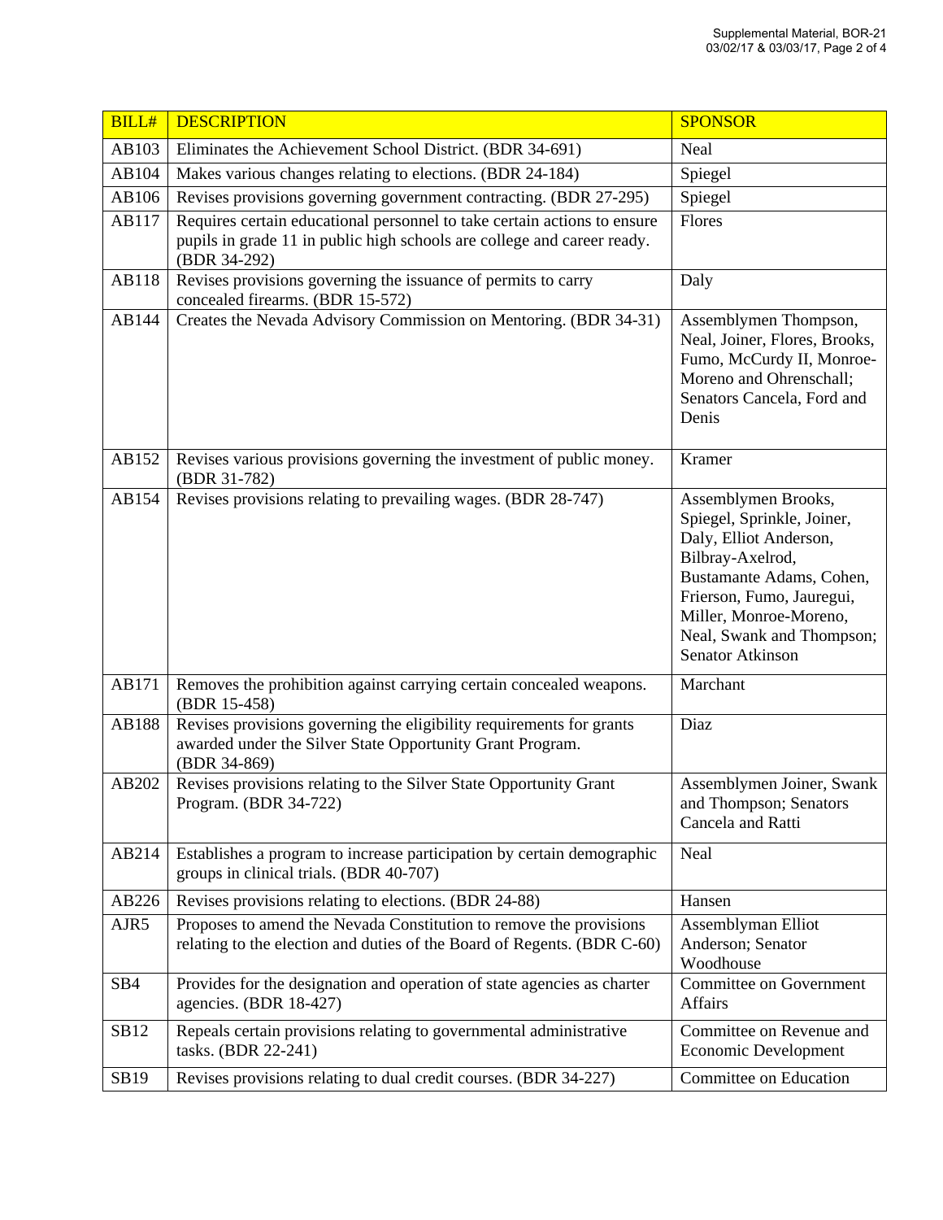| BILL# | DESCRIPTION | SPONSOR |
|---|---|---|
| AB103 | Eliminates the Achievement School District. (BDR 34-691) | Neal |
| AB104 | Makes various changes relating to elections. (BDR 24-184) | Spiegel |
| AB106 | Revises provisions governing government contracting. (BDR 27-295) | Spiegel |
| AB117 | Requires certain educational personnel to take certain actions to ensure pupils in grade 11 in public high schools are college and career ready. (BDR 34-292) | Flores |
| AB118 | Revises provisions governing the issuance of permits to carry concealed firearms. (BDR 15-572) | Daly |
| AB144 | Creates the Nevada Advisory Commission on Mentoring. (BDR 34-31) | Assemblymen Thompson, Neal, Joiner, Flores, Brooks, Fumo, McCurdy II, Monroe-Moreno and Ohrenschall; Senators Cancela, Ford and Denis |
| AB152 | Revises various provisions governing the investment of public money. (BDR 31-782) | Kramer |
| AB154 | Revises provisions relating to prevailing wages. (BDR 28-747) | Assemblymen Brooks, Spiegel, Sprinkle, Joiner, Daly, Elliot Anderson, Bilbray-Axelrod, Bustamante Adams, Cohen, Frierson, Fumo, Jauregui, Miller, Monroe-Moreno, Neal, Swank and Thompson; Senator Atkinson |
| AB171 | Removes the prohibition against carrying certain concealed weapons. (BDR 15-458) | Marchant |
| AB188 | Revises provisions governing the eligibility requirements for grants awarded under the Silver State Opportunity Grant Program. (BDR 34-869) | Diaz |
| AB202 | Revises provisions relating to the Silver State Opportunity Grant Program. (BDR 34-722) | Assemblymen Joiner, Swank and Thompson; Senators Cancela and Ratti |
| AB214 | Establishes a program to increase participation by certain demographic groups in clinical trials. (BDR 40-707) | Neal |
| AB226 | Revises provisions relating to elections. (BDR 24-88) | Hansen |
| AJR5 | Proposes to amend the Nevada Constitution to remove the provisions relating to the election and duties of the Board of Regents. (BDR C-60) | Assemblyman Elliot Anderson; Senator Woodhouse |
| SB4 | Provides for the designation and operation of state agencies as charter agencies. (BDR 18-427) | Committee on Government Affairs |
| SB12 | Repeals certain provisions relating to governmental administrative tasks. (BDR 22-241) | Committee on Revenue and Economic Development |
| SB19 | Revises provisions relating to dual credit courses. (BDR 34-227) | Committee on Education |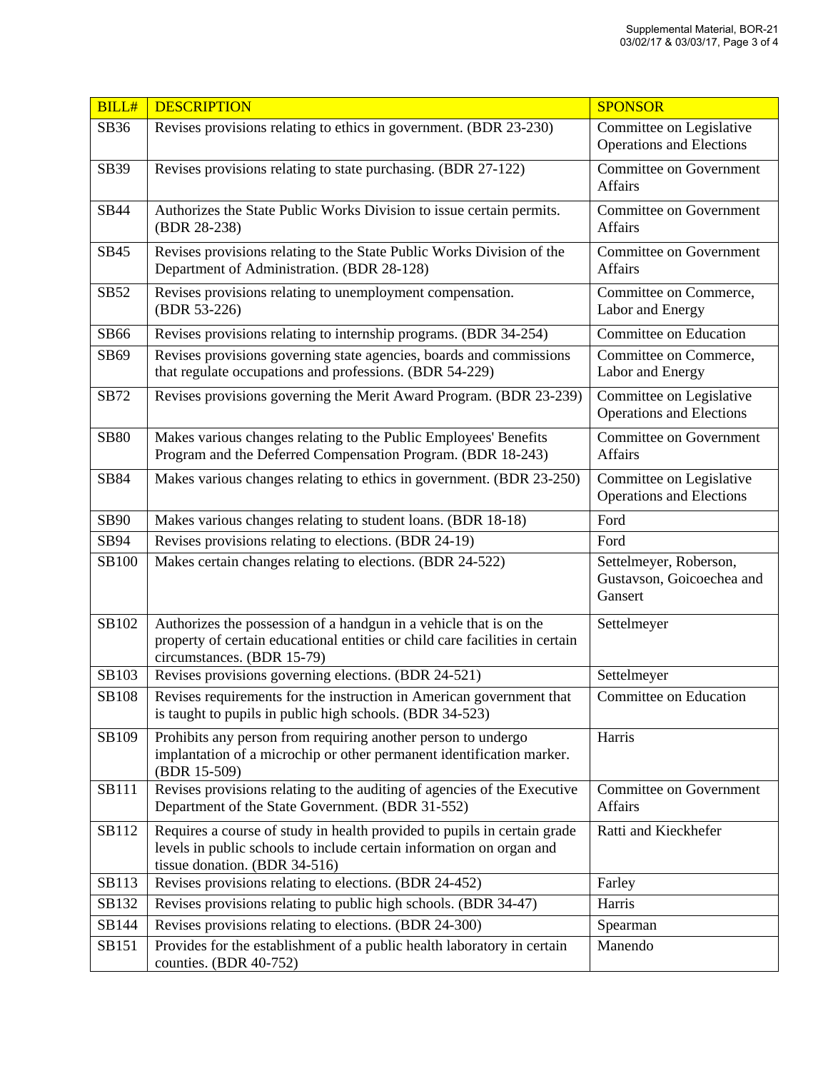| BILL# | DESCRIPTION | SPONSOR |
|---|---|---|
| SB36 | Revises provisions relating to ethics in government. (BDR 23-230) | Committee on Legislative Operations and Elections |
| SB39 | Revises provisions relating to state purchasing. (BDR 27-122) | Committee on Government Affairs |
| SB44 | Authorizes the State Public Works Division to issue certain permits. (BDR 28-238) | Committee on Government Affairs |
| SB45 | Revises provisions relating to the State Public Works Division of the Department of Administration. (BDR 28-128) | Committee on Government Affairs |
| SB52 | Revises provisions relating to unemployment compensation. (BDR 53-226) | Committee on Commerce, Labor and Energy |
| SB66 | Revises provisions relating to internship programs. (BDR 34-254) | Committee on Education |
| SB69 | Revises provisions governing state agencies, boards and commissions that regulate occupations and professions. (BDR 54-229) | Committee on Commerce, Labor and Energy |
| SB72 | Revises provisions governing the Merit Award Program. (BDR 23-239) | Committee on Legislative Operations and Elections |
| SB80 | Makes various changes relating to the Public Employees' Benefits Program and the Deferred Compensation Program. (BDR 18-243) | Committee on Government Affairs |
| SB84 | Makes various changes relating to ethics in government. (BDR 23-250) | Committee on Legislative Operations and Elections |
| SB90 | Makes various changes relating to student loans. (BDR 18-18) | Ford |
| SB94 | Revises provisions relating to elections. (BDR 24-19) | Ford |
| SB100 | Makes certain changes relating to elections. (BDR 24-522) | Settelmeyer, Roberson, Gustavson, Goicoechea and Gansert |
| SB102 | Authorizes the possession of a handgun in a vehicle that is on the property of certain educational entities or child care facilities in certain circumstances. (BDR 15-79) | Settelmeyer |
| SB103 | Revises provisions governing elections. (BDR 24-521) | Settelmeyer |
| SB108 | Revises requirements for the instruction in American government that is taught to pupils in public high schools. (BDR 34-523) | Committee on Education |
| SB109 | Prohibits any person from requiring another person to undergo implantation of a microchip or other permanent identification marker. (BDR 15-509) | Harris |
| SB111 | Revises provisions relating to the auditing of agencies of the Executive Department of the State Government. (BDR 31-552) | Committee on Government Affairs |
| SB112 | Requires a course of study in health provided to pupils in certain grade levels in public schools to include certain information on organ and tissue donation. (BDR 34-516) | Ratti and Kieckhefer |
| SB113 | Revises provisions relating to elections. (BDR 24-452) | Farley |
| SB132 | Revises provisions relating to public high schools. (BDR 34-47) | Harris |
| SB144 | Revises provisions relating to elections. (BDR 24-300) | Spearman |
| SB151 | Provides for the establishment of a public health laboratory in certain counties. (BDR 40-752) | Manendo |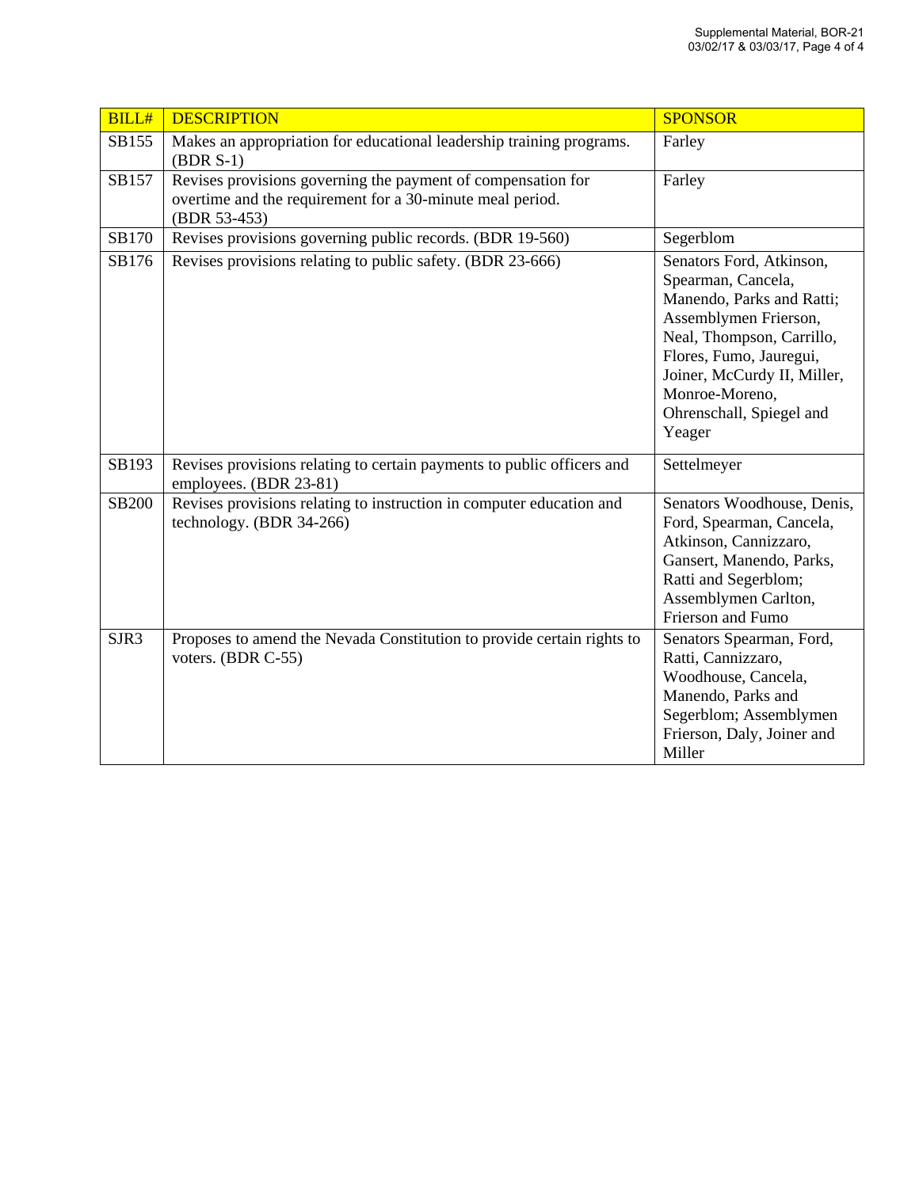| BILL# | DESCRIPTION | SPONSOR |
|---|---|---|
| SB155 | Makes an appropriation for educational leadership training programs. (BDR S-1) | Farley |
| SB157 | Revises provisions governing the payment of compensation for overtime and the requirement for a 30-minute meal period. (BDR 53-453) | Farley |
| SB170 | Revises provisions governing public records. (BDR 19-560) | Segerblom |
| SB176 | Revises provisions relating to public safety. (BDR 23-666) | Senators Ford, Atkinson, Spearman, Cancela, Manendo, Parks and Ratti; Assemblymen Frierson, Neal, Thompson, Carrillo, Flores, Fumo, Jauregui, Joiner, McCurdy II, Miller, Monroe-Moreno, Ohrenschall, Spiegel and Yeager |
| SB193 | Revises provisions relating to certain payments to public officers and employees. (BDR 23-81) | Settelmeyer |
| SB200 | Revises provisions relating to instruction in computer education and technology. (BDR 34-266) | Senators Woodhouse, Denis, Ford, Spearman, Cancela, Atkinson, Cannizzaro, Gansert, Manendo, Parks, Ratti and Segerblom; Assemblymen Carlton, Frierson and Fumo |
| SJR3 | Proposes to amend the Nevada Constitution to provide certain rights to voters. (BDR C-55) | Senators Spearman, Ford, Ratti, Cannizzaro, Woodhouse, Cancela, Manendo, Parks and Segerblom; Assemblymen Frierson, Daly, Joiner and Miller |